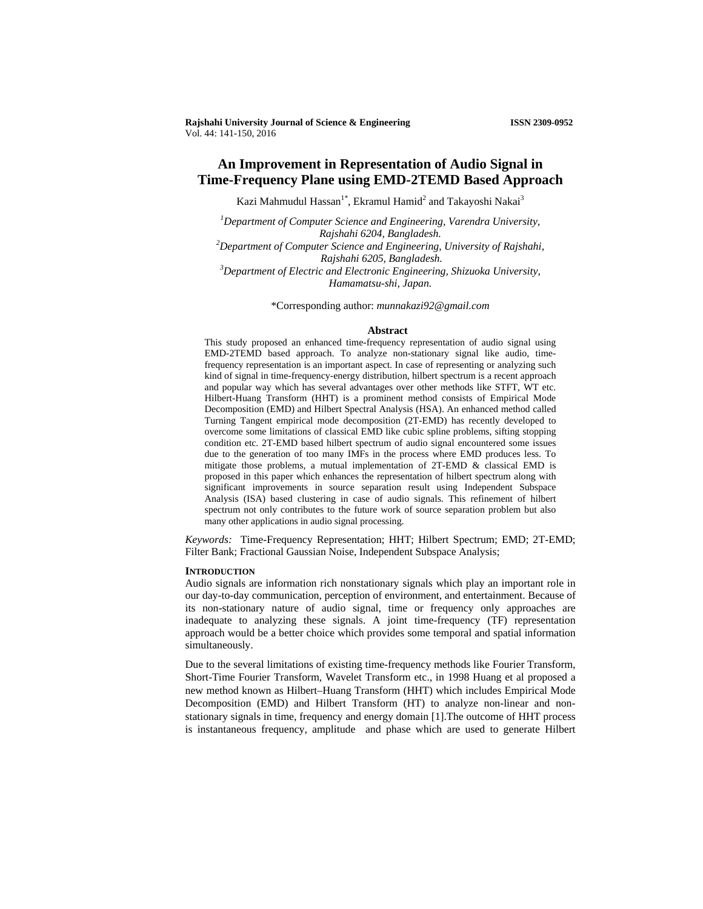# An Improvement in Representation of Audio Signal in Time-Frequency Plane using EMD-2TEMD Based Approach

Kazi Mahmudul Hassan[1*], Ekramul Hamid[2] and Takayoshi Nakai[3]

[1]*Department of Computer Science and Engineering, Varendra University, Rajshahi 6204, Bangladesh.*
[2]*Department of Computer Science and Engineering, University of Rajshahi, Rajshahi 6205, Bangladesh.*
[3]*Department of Electric and Electronic Engineering, Shizuoka University, Hamamatsu-shi, Japan.*

*Corresponding author: *munnakazi92@gmail.com*

## Abstract

This study proposed an enhanced time-frequency representation of audio signal using EMD-2TEMD based approach. To analyze non-stationary signal like audio, time-frequency representation is an important aspect. In case of representing or analyzing such kind of signal in time-frequency-energy distribution, hilbert spectrum is a recent approach and popular way which has several advantages over other methods like STFT, WT etc. Hilbert-Huang Transform (HHT) is a prominent method consists of Empirical Mode Decomposition (EMD) and Hilbert Spectral Analysis (HSA). An enhanced method called Turning Tangent empirical mode decomposition (2T-EMD) has recently developed to overcome some limitations of classical EMD like cubic spline problems, sifting stopping condition etc. 2T-EMD based hilbert spectrum of audio signal encountered some issues due to the generation of too many IMFs in the process where EMD produces less. To mitigate those problems, a mutual implementation of 2T-EMD & classical EMD is proposed in this paper which enhances the representation of hilbert spectrum along with significant improvements in source separation result using Independent Subspace Analysis (ISA) based clustering in case of audio signals. This refinement of hilbert spectrum not only contributes to the future work of source separation problem but also many other applications in audio signal processing.

*Keywords:* Time-Frequency Representation; HHT; Hilbert Spectrum; EMD; 2T-EMD; Filter Bank; Fractional Gaussian Noise, Independent Subspace Analysis;

## INTRODUCTION

Audio signals are information rich nonstationary signals which play an important role in our day-to-day communication, perception of environment, and entertainment. Because of its non-stationary nature of audio signal, time or frequency only approaches are inadequate to analyzing these signals. A joint time-frequency (TF) representation approach would be a better choice which provides some temporal and spatial information simultaneously.

Due to the several limitations of existing time-frequency methods like Fourier Transform, Short-Time Fourier Transform, Wavelet Transform etc., in 1998 Huang et al proposed a new method known as Hilbert–Huang Transform (HHT) which includes Empirical Mode Decomposition (EMD) and Hilbert Transform (HT) to analyze non-linear and non-stationary signals in time, frequency and energy domain [1].The outcome of HHT process is instantaneous frequency, amplitude and phase which are used to generate Hilbert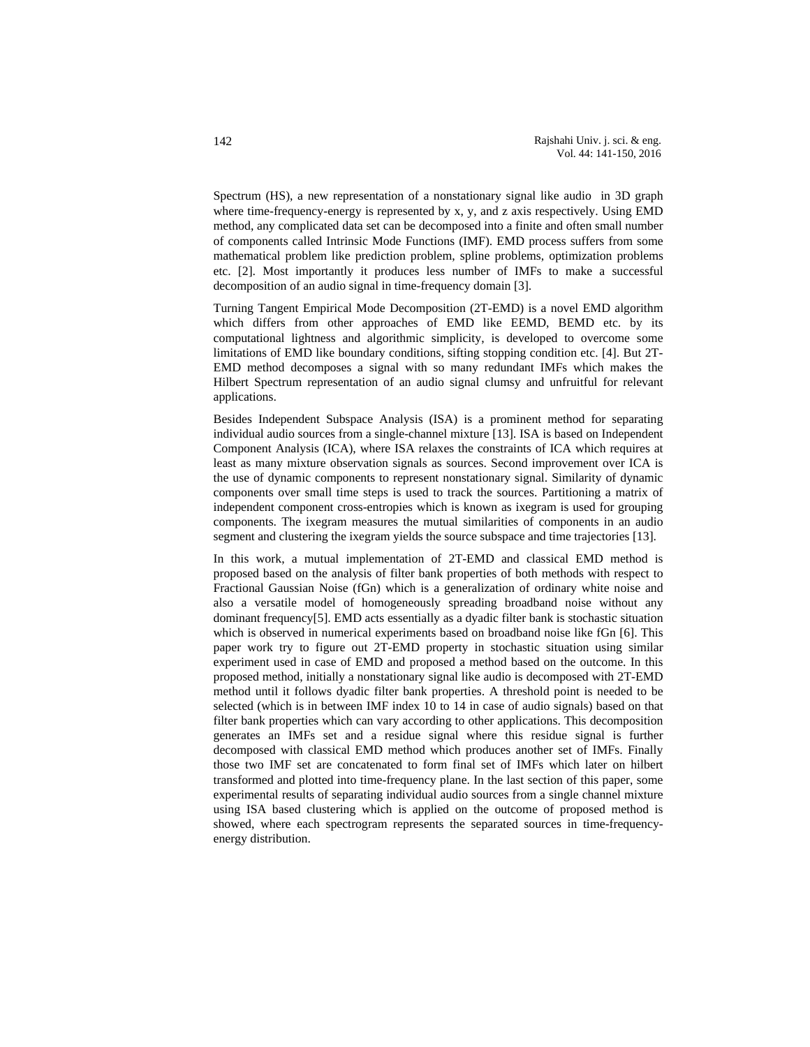Spectrum (HS), a new representation of a nonstationary signal like audio in 3D graph where time-frequency-energy is represented by x, y, and z axis respectively. Using EMD method, any complicated data set can be decomposed into a finite and often small number of components called Intrinsic Mode Functions (IMF). EMD process suffers from some mathematical problem like prediction problem, spline problems, optimization problems etc. [2]. Most importantly it produces less number of IMFs to make a successful decomposition of an audio signal in time-frequency domain [3].

Turning Tangent Empirical Mode Decomposition (2T-EMD) is a novel EMD algorithm which differs from other approaches of EMD like EEMD, BEMD etc. by its computational lightness and algorithmic simplicity, is developed to overcome some limitations of EMD like boundary conditions, sifting stopping condition etc. [4]. But 2T-EMD method decomposes a signal with so many redundant IMFs which makes the Hilbert Spectrum representation of an audio signal clumsy and unfruitful for relevant applications.

Besides Independent Subspace Analysis (ISA) is a prominent method for separating individual audio sources from a single-channel mixture [13]. ISA is based on Independent Component Analysis (ICA), where ISA relaxes the constraints of ICA which requires at least as many mixture observation signals as sources. Second improvement over ICA is the use of dynamic components to represent nonstationary signal. Similarity of dynamic components over small time steps is used to track the sources. Partitioning a matrix of independent component cross-entropies which is known as ixegram is used for grouping components. The ixegram measures the mutual similarities of components in an audio segment and clustering the ixegram yields the source subspace and time trajectories [13].

In this work, a mutual implementation of 2T-EMD and classical EMD method is proposed based on the analysis of filter bank properties of both methods with respect to Fractional Gaussian Noise (fGn) which is a generalization of ordinary white noise and also a versatile model of homogeneously spreading broadband noise without any dominant frequency[5]. EMD acts essentially as a dyadic filter bank is stochastic situation which is observed in numerical experiments based on broadband noise like fGn [6]. This paper work try to figure out 2T-EMD property in stochastic situation using similar experiment used in case of EMD and proposed a method based on the outcome. In this proposed method, initially a nonstationary signal like audio is decomposed with 2T-EMD method until it follows dyadic filter bank properties. A threshold point is needed to be selected (which is in between IMF index 10 to 14 in case of audio signals) based on that filter bank properties which can vary according to other applications. This decomposition generates an IMFs set and a residue signal where this residue signal is further decomposed with classical EMD method which produces another set of IMFs. Finally those two IMF set are concatenated to form final set of IMFs which later on hilbert transformed and plotted into time-frequency plane. In the last section of this paper, some experimental results of separating individual audio sources from a single channel mixture using ISA based clustering which is applied on the outcome of proposed method is showed, where each spectrogram represents the separated sources in time-frequency-energy distribution.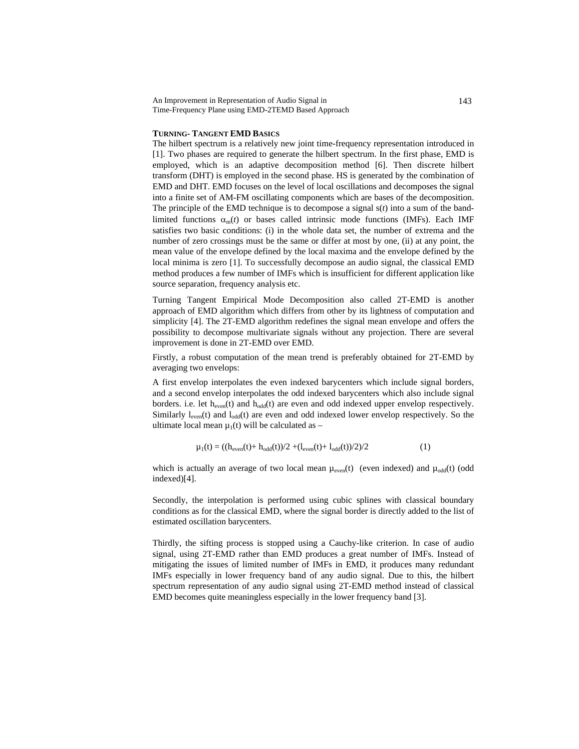## TURNING- TANGENT EMD BASICS

The hilbert spectrum is a relatively new joint time-frequency representation introduced in [1]. Two phases are required to generate the hilbert spectrum. In the first phase, EMD is employed, which is an adaptive decomposition method [6]. Then discrete hilbert transform (DHT) is employed in the second phase. HS is generated by the combination of EMD and DHT. EMD focuses on the level of local oscillations and decomposes the signal into a finite set of AM-FM oscillating components which are bases of the decomposition. The principle of the EMD technique is to decompose a signal s(*t*) into a sum of the band-limited functions $\alpha_m(t)$ or bases called intrinsic mode functions (IMFs). Each IMF satisfies two basic conditions: (i) in the whole data set, the number of extrema and the number of zero crossings must be the same or differ at most by one, (ii) at any point, the mean value of the envelope defined by the local maxima and the envelope defined by the local minima is zero [1]. To successfully decompose an audio signal, the classical EMD method produces a few number of IMFs which is insufficient for different application like source separation, frequency analysis etc.

Turning Tangent Empirical Mode Decomposition also called 2T-EMD is another approach of EMD algorithm which differs from other by its lightness of computation and simplicity [4]. The 2T-EMD algorithm redefines the signal mean envelope and offers the possibility to decompose multivariate signals without any projection. There are several improvement is done in 2T-EMD over EMD.

Firstly, a robust computation of the mean trend is preferably obtained for 2T-EMD by averaging two envelops:

A first envelop interpolates the even indexed barycenters which include signal borders, and a second envelop interpolates the odd indexed barycenters which also include signal borders. i.e. let $h_{even}(t)$ and $h_{odd}(t)$ are even and odd indexed upper envelop respectively. Similarly $l_{even}(t)$ and $l_{odd}(t)$ are even and odd indexed lower envelop respectively. So the ultimate local mean $\mu_1(t)$ will be calculated as –

$$\mu_1(t) = ((h_{even}(t)+ h_{odd}(t))/2 +(l_{even}(t)+ l_{odd}(t))/2)/2 \tag{1}$$

which is actually an average of two local mean $\mu_{even}(t)$ (even indexed) and $\mu_{odd}(t)$ (odd indexed)[4].

Secondly, the interpolation is performed using cubic splines with classical boundary conditions as for the classical EMD, where the signal border is directly added to the list of estimated oscillation barycenters.

Thirdly, the sifting process is stopped using a Cauchy-like criterion. In case of audio signal, using 2T-EMD rather than EMD produces a great number of IMFs. Instead of mitigating the issues of limited number of IMFs in EMD, it produces many redundant IMFs especially in lower frequency band of any audio signal. Due to this, the hilbert spectrum representation of any audio signal using 2T-EMD method instead of classical EMD becomes quite meaningless especially in the lower frequency band [3].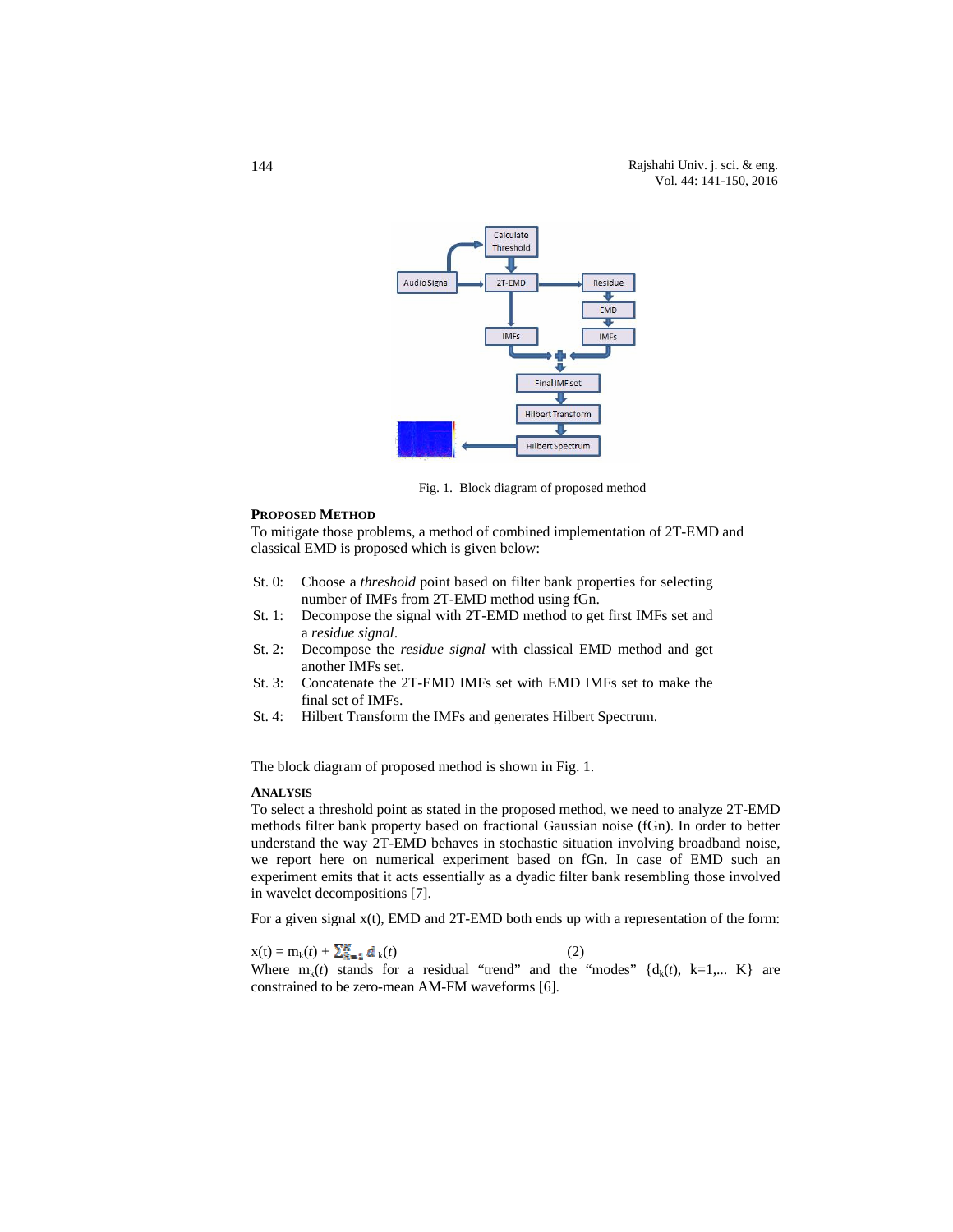Fig. 1. Block diagram of proposed method

## PROPOSED METHOD

To mitigate those problems, a method of combined implementation of 2T-EMD and classical EMD is proposed which is given below:

- St. 0: Choose a *threshold* point based on filter bank properties for selecting number of IMFs from 2T-EMD method using fGn.
- St. 1: Decompose the signal with 2T-EMD method to get first IMFs set and a *residue signal*.
- St. 2: Decompose the *residue signal* with classical EMD method and get another IMFs set.
- St. 3: Concatenate the 2T-EMD IMFs set with EMD IMFs set to make the final set of IMFs.
- St. 4: Hilbert Transform the IMFs and generates Hilbert Spectrum.

The block diagram of proposed method is shown in Fig. 1.

## ANALYSIS

To select a threshold point as stated in the proposed method, we need to analyze 2T-EMD methods filter bank property based on fractional Gaussian noise (fGn). In order to better understand the way 2T-EMD behaves in stochastic situation involving broadband noise, we report here on numerical experiment based on fGn. In case of EMD such an experiment emits that it acts essentially as a dyadic filter bank resembling those involved in wavelet decompositions [7].

For a given signal x(t), EMD and 2T-EMD both ends up with a representation of the form:

$$x(t) = m_k(t) + \sum_{k=1}^{K} d_k(t) \qquad (2)$$

Where $m_k(t)$ stands for a residual "trend" and the "modes" $\{d_k(t), k=1,\ldots K\}$ are constrained to be zero-mean AM-FM waveforms [6].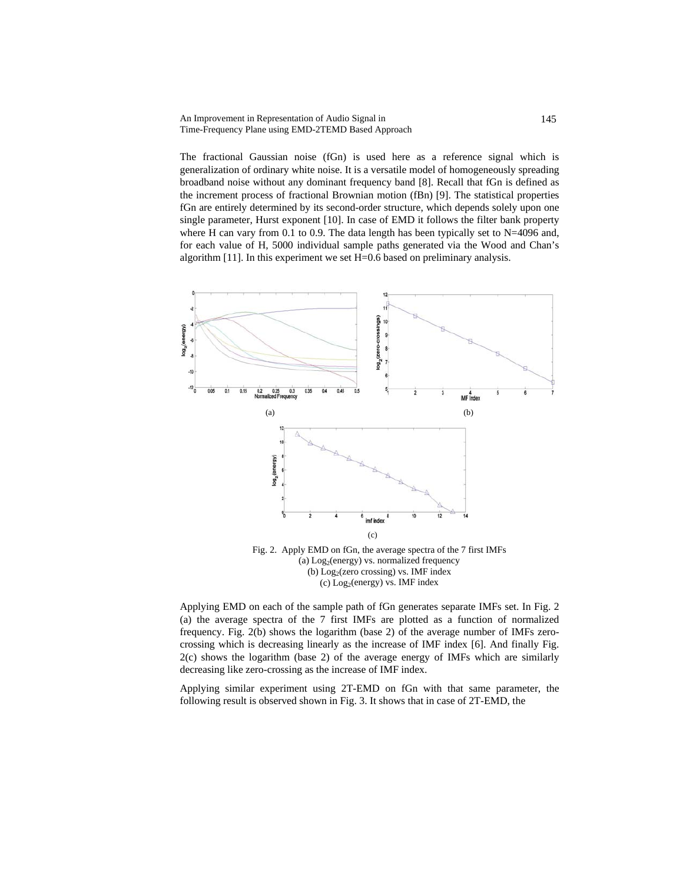The fractional Gaussian noise (fGn) is used here as a reference signal which is generalization of ordinary white noise. It is a versatile model of homogeneously spreading broadband noise without any dominant frequency band [8]. Recall that fGn is defined as the increment process of fractional Brownian motion (fBn) [9]. The statistical properties fGn are entirely determined by its second-order structure, which depends solely upon one single parameter, Hurst exponent [10]. In case of EMD it follows the filter bank property where H can vary from 0.1 to 0.9. The data length has been typically set to N=4096 and, for each value of H, 5000 individual sample paths generated via the Wood and Chan's algorithm [11]. In this experiment we set H=0.6 based on preliminary analysis.

(a)

(b)

(c)

Fig. 2. Apply EMD on fGn, the average spectra of the 7 first IMFs
(a) $Log_2$(energy) vs. normalized frequency
(b) $Log_2$(zero crossing) vs. IMF index
(c) $Log_2$(energy) vs. IMF index

Applying EMD on each of the sample path of fGn generates separate IMFs set. In Fig. 2 (a) the average spectra of the 7 first IMFs are plotted as a function of normalized frequency. Fig. 2(b) shows the logarithm (base 2) of the average number of IMFs zero-crossing which is decreasing linearly as the increase of IMF index [6]. And finally Fig. 2(c) shows the logarithm (base 2) of the average energy of IMFs which are similarly decreasing like zero-crossing as the increase of IMF index.

Applying similar experiment using 2T-EMD on fGn with that same parameter, the following result is observed shown in Fig. 3. It shows that in case of 2T-EMD, the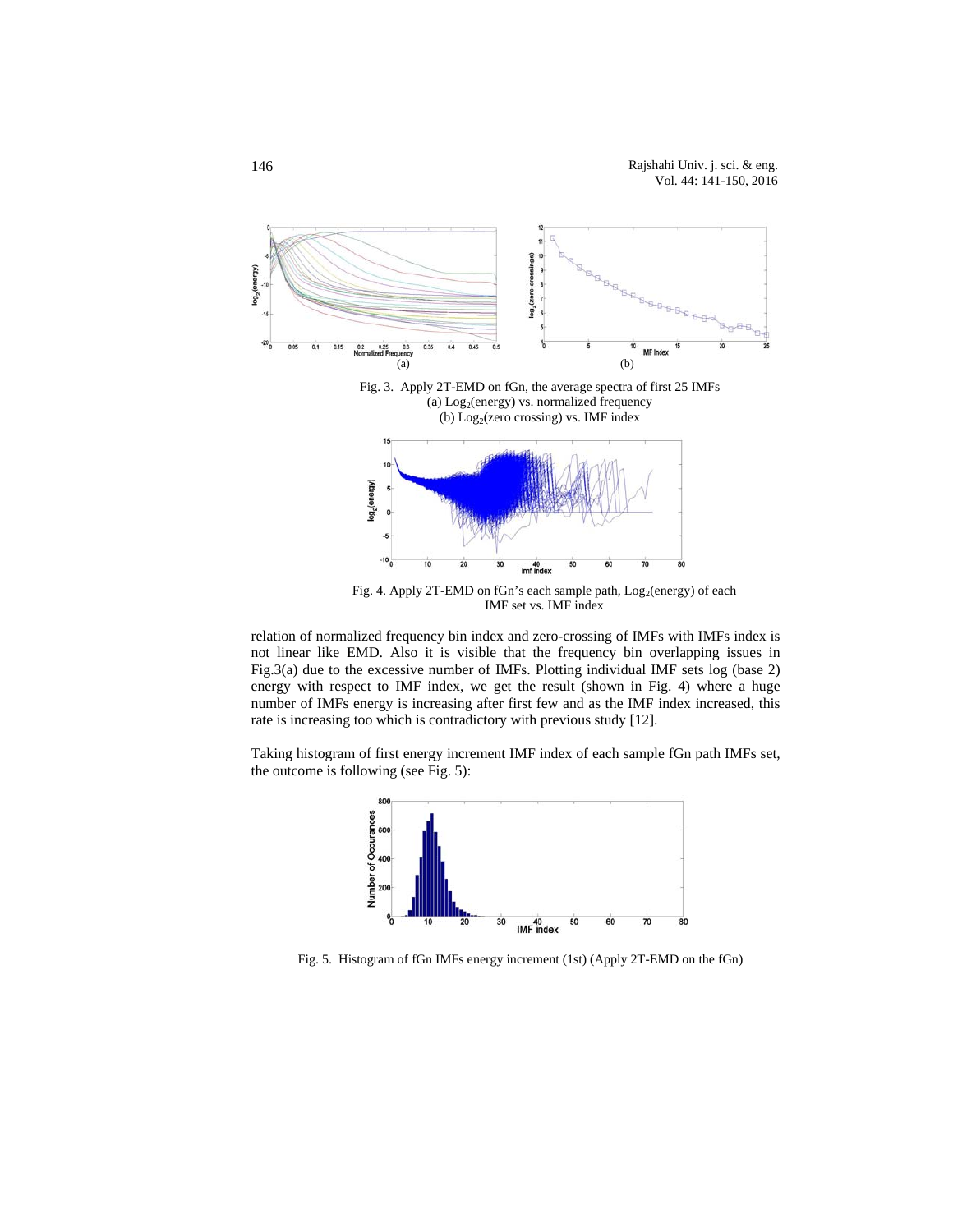Fig. 3. Apply 2T-EMD on fGn, the average spectra of first 25 IMFs
(a) $Log_2$(energy) vs. normalized frequency
(b) $Log_2$(zero crossing) vs. IMF index

Fig. 4. Apply 2T-EMD on fGn's each sample path, $Log_2$(energy) of each IMF set vs. IMF index

relation of normalized frequency bin index and zero-crossing of IMFs with IMFs index is not linear like EMD. Also it is visible that the frequency bin overlapping issues in Fig.3(a) due to the excessive number of IMFs. Plotting individual IMF sets log (base 2) energy with respect to IMF index, we get the result (shown in Fig. 4) where a huge number of IMFs energy is increasing after first few and as the IMF index increased, this rate is increasing too which is contradictory with previous study [12].

Taking histogram of first energy increment IMF index of each sample fGn path IMFs set, the outcome is following (see Fig. 5):

Fig. 5. Histogram of fGn IMFs energy increment (1st) (Apply 2T-EMD on the fGn)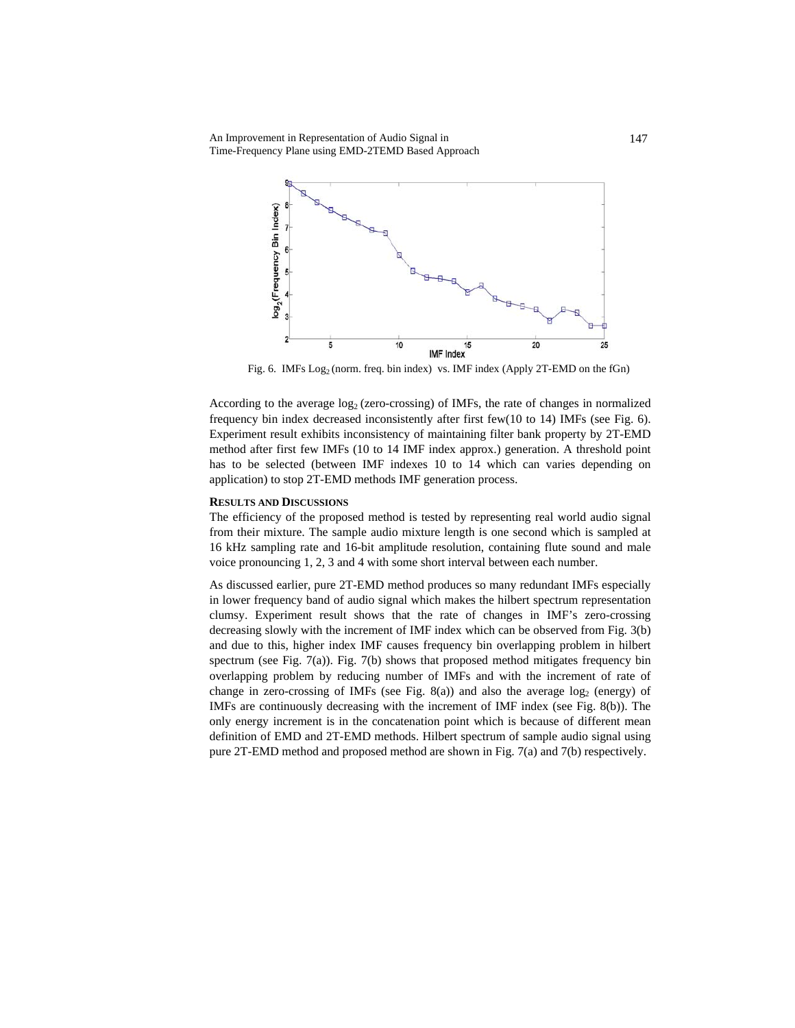Fig. 6. IMFs $Log_2$ (norm. freq. bin index) vs. IMF index (Apply 2T-EMD on the fGn)

According to the average $\log_2$ (zero-crossing) of IMFs, the rate of changes in normalized frequency bin index decreased inconsistently after first few(10 to 14) IMFs (see Fig. 6). Experiment result exhibits inconsistency of maintaining filter bank property by 2T-EMD method after first few IMFs (10 to 14 IMF index approx.) generation. A threshold point has to be selected (between IMF indexes 10 to 14 which can varies depending on application) to stop 2T-EMD methods IMF generation process.

## RESULTS AND DISCUSSIONS

The efficiency of the proposed method is tested by representing real world audio signal from their mixture. The sample audio mixture length is one second which is sampled at 16 kHz sampling rate and 16-bit amplitude resolution, containing flute sound and male voice pronouncing 1, 2, 3 and 4 with some short interval between each number.

As discussed earlier, pure 2T-EMD method produces so many redundant IMFs especially in lower frequency band of audio signal which makes the hilbert spectrum representation clumsy. Experiment result shows that the rate of changes in IMF's zero-crossing decreasing slowly with the increment of IMF index which can be observed from Fig. 3(b) and due to this, higher index IMF causes frequency bin overlapping problem in hilbert spectrum (see Fig. 7(a)). Fig. 7(b) shows that proposed method mitigates frequency bin overlapping problem by reducing number of IMFs and with the increment of rate of change in zero-crossing of IMFs (see Fig. 8(a)) and also the average $\log_2$ (energy) of IMFs are continuously decreasing with the increment of IMF index (see Fig. 8(b)). The only energy increment is in the concatenation point which is because of different mean definition of EMD and 2T-EMD methods. Hilbert spectrum of sample audio signal using pure 2T-EMD method and proposed method are shown in Fig. 7(a) and 7(b) respectively.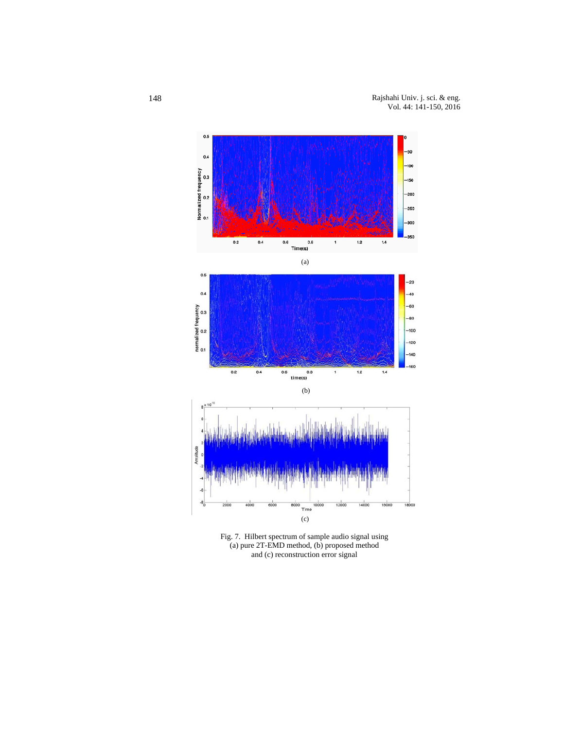(a)

(b)

(c)

Fig. 7. Hilbert spectrum of sample audio signal using (a) pure 2T-EMD method, (b) proposed method and (c) reconstruction error signal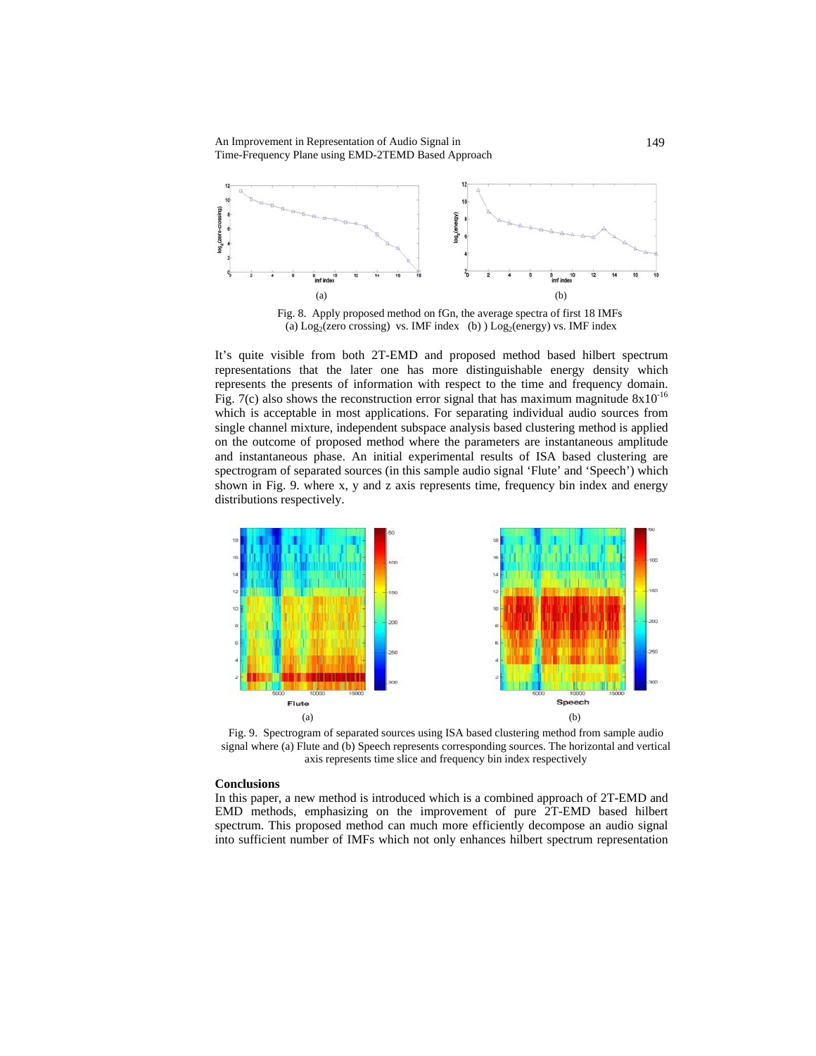Fig. 8. Apply proposed method on fGn, the average spectra of first 18 IMFs (a) $\text{Log}_2$(zero crossing) vs. IMF index (b) ) $\text{Log}_2$(energy) vs. IMF index

It's quite visible from both 2T-EMD and proposed method based hilbert spectrum representations that the later one has more distinguishable energy density which represents the presents of information with respect to the time and frequency domain. Fig. 7(c) also shows the reconstruction error signal that has maximum magnitude $8\text{x}10^{-16}$ which is acceptable in most applications. For separating individual audio sources from single channel mixture, independent subspace analysis based clustering method is applied on the outcome of proposed method where the parameters are instantaneous amplitude and instantaneous phase. An initial experimental results of ISA based clustering are spectrogram of separated sources (in this sample audio signal 'Flute' and 'Speech') which shown in Fig. 9. where x, y and z axis represents time, frequency bin index and energy distributions respectively.

Fig. 9. Spectrogram of separated sources using ISA based clustering method from sample audio signal where (a) Flute and (b) Speech represents corresponding sources. The horizontal and vertical axis represents time slice and frequency bin index respectively

**Conclusions**

In this paper, a new method is introduced which is a combined approach of 2T-EMD and EMD methods, emphasizing on the improvement of pure 2T-EMD based hilbert spectrum. This proposed method can much more efficiently decompose an audio signal into sufficient number of IMFs which not only enhances hilbert spectrum representation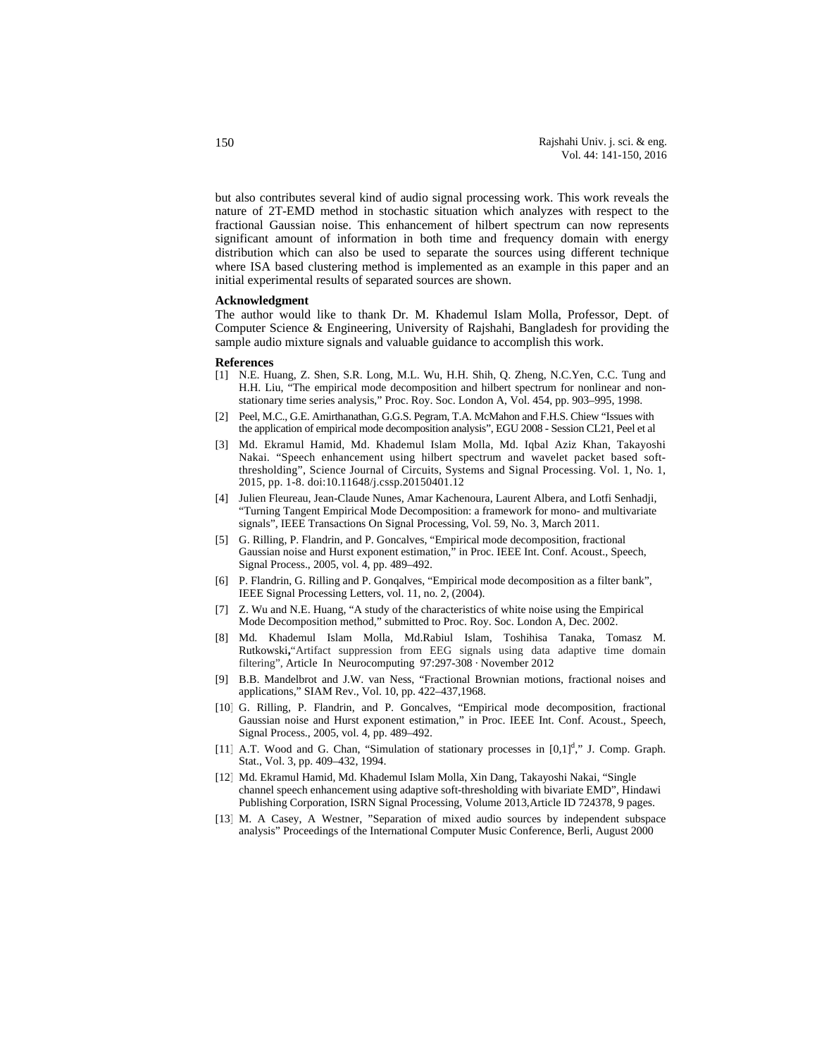but also contributes several kind of audio signal processing work. This work reveals the nature of 2T-EMD method in stochastic situation which analyzes with respect to the fractional Gaussian noise. This enhancement of hilbert spectrum can now represents significant amount of information in both time and frequency domain with energy distribution which can also be used to separate the sources using different technique where ISA based clustering method is implemented as an example in this paper and an initial experimental results of separated sources are shown.

**Acknowledgment**

The author would like to thank Dr. M. Khademul Islam Molla, Professor, Dept. of Computer Science & Engineering, University of Rajshahi, Bangladesh for providing the sample audio mixture signals and valuable guidance to accomplish this work.

**References**

[1] N.E. Huang, Z. Shen, S.R. Long, M.L. Wu, H.H. Shih, Q. Zheng, N.C.Yen, C.C. Tung and H.H. Liu, "The empirical mode decomposition and hilbert spectrum for nonlinear and non-stationary time series analysis," Proc. Roy. Soc. London A, Vol. 454, pp. 903–995, 1998.

[2] Peel, M.C., G.E. Amirthanathan, G.G.S. Pegram, T.A. McMahon and F.H.S. Chiew "Issues with the application of empirical mode decomposition analysis", EGU 2008 - Session CL21, Peel et al

[3] Md. Ekramul Hamid, Md. Khademul Islam Molla, Md. Iqbal Aziz Khan, Takayoshi Nakai. "Speech enhancement using hilbert spectrum and wavelet packet based soft-thresholding", Science Journal of Circuits, Systems and Signal Processing. Vol. 1, No. 1, 2015, pp. 1-8. doi:10.11648/j.cssp.20150401.12

[4] Julien Fleureau, Jean-Claude Nunes, Amar Kachenoura, Laurent Albera, and Lotfi Senhadji, "Turning Tangent Empirical Mode Decomposition: a framework for mono- and multivariate signals", IEEE Transactions On Signal Processing, Vol. 59, No. 3, March 2011.

[5] G. Rilling, P. Flandrin, and P. Goncalves, "Empirical mode decomposition, fractional Gaussian noise and Hurst exponent estimation," in Proc. IEEE Int. Conf. Acoust., Speech, Signal Process., 2005, vol. 4, pp. 489–492.

[6] P. Flandrin, G. Rilling and P. Gonqalves, "Empirical mode decomposition as a filter bank", IEEE Signal Processing Letters, vol. 11, no. 2, (2004).

[7] Z. Wu and N.E. Huang, "A study of the characteristics of white noise using the Empirical Mode Decomposition method," submitted to Proc. Roy. Soc. London A, Dec. 2002.

[8] Md. Khademul Islam Molla, Md.Rabiul Islam, Toshihisa Tanaka, Tomasz M. Rutkowski,"Artifact suppression from EEG signals using data adaptive time domain filtering", Article In Neurocomputing 97:297-308 · November 2012

[9] B.B. Mandelbrot and J.W. van Ness, "Fractional Brownian motions, fractional noises and applications," SIAM Rev., Vol. 10, pp. 422–437,1968.

[10] G. Rilling, P. Flandrin, and P. Goncalves, "Empirical mode decomposition, fractional Gaussian noise and Hurst exponent estimation," in Proc. IEEE Int. Conf. Acoust., Speech, Signal Process., 2005, vol. 4, pp. 489–492.

[11] A.T. Wood and G. Chan, "Simulation of stationary processes in $[0,1]^d$," J. Comp. Graph. Stat., Vol. 3, pp. 409–432, 1994.

[12] Md. Ekramul Hamid, Md. Khademul Islam Molla, Xin Dang, Takayoshi Nakai, "Single channel speech enhancement using adaptive soft-thresholding with bivariate EMD", Hindawi Publishing Corporation, ISRN Signal Processing, Volume 2013,Article ID 724378, 9 pages.

[13] M. A Casey, A Westner, "Separation of mixed audio sources by independent subspace analysis" Proceedings of the International Computer Music Conference, Berli, August 2000